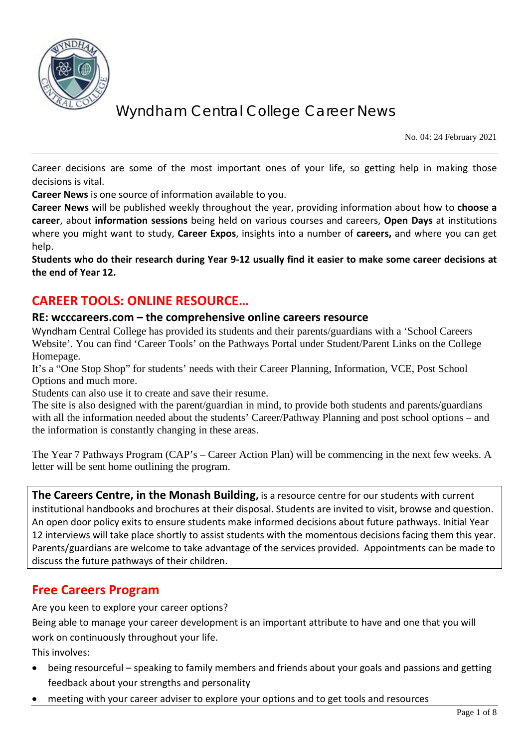# Wyndham Central College Career News

No. 04: 24 February 2021

Career decisions are some of the most important ones of your life, so getting help in making those decisions is vital.

**Career News** is one source of information available to you.

**Career News** will be published weekly throughout the year, providing information about how to **choose a career**, about **information sessions** being held on various courses and careers, **Open Days** at institutions where you might want to study, **Career Expos**, insights into a number of **careers,** and where you can get help.

**Students who do their research during Year 9-12 usually find it easier to make some career decisions at the end of Year 12.**

## CAREER TOOLS: ONLINE RESOURCE…

### RE: wcccareers.com – the comprehensive online careers resource

Wyndham Central College has provided its students and their parents/guardians with a 'School Careers Website'. You can find 'Career Tools' on the Pathways Portal under Student/Parent Links on the College Homepage.

It's a "One Stop Shop" for students' needs with their Career Planning, Information, VCE, Post School Options and much more.

Students can also use it to create and save their resume.

The site is also designed with the parent/guardian in mind, to provide both students and parents/guardians with all the information needed about the students' Career/Pathway Planning and post school options – and the information is constantly changing in these areas.

The Year 7 Pathways Program (CAP's – Career Action Plan) will be commencing in the next few weeks. A letter will be sent home outlining the program.

**The Careers Centre, in the Monash Building**, is a resource centre for our students with current institutional handbooks and brochures at their disposal. Students are invited to visit, browse and question. An open door policy exits to ensure students make informed decisions about future pathways. Initial Year 12 interviews will take place shortly to assist students with the momentous decisions facing them this year. Parents/guardians are welcome to take advantage of the services provided. Appointments can be made to discuss the future pathways of their children.

## Free Careers Program

Are you keen to explore your career options?

Being able to manage your career development is an important attribute to have and one that you will work on continuously throughout your life.

This involves:

- being resourceful – speaking to family members and friends about your goals and passions and getting feedback about your strengths and personality
- meeting with your career adviser to explore your options and to get tools and resources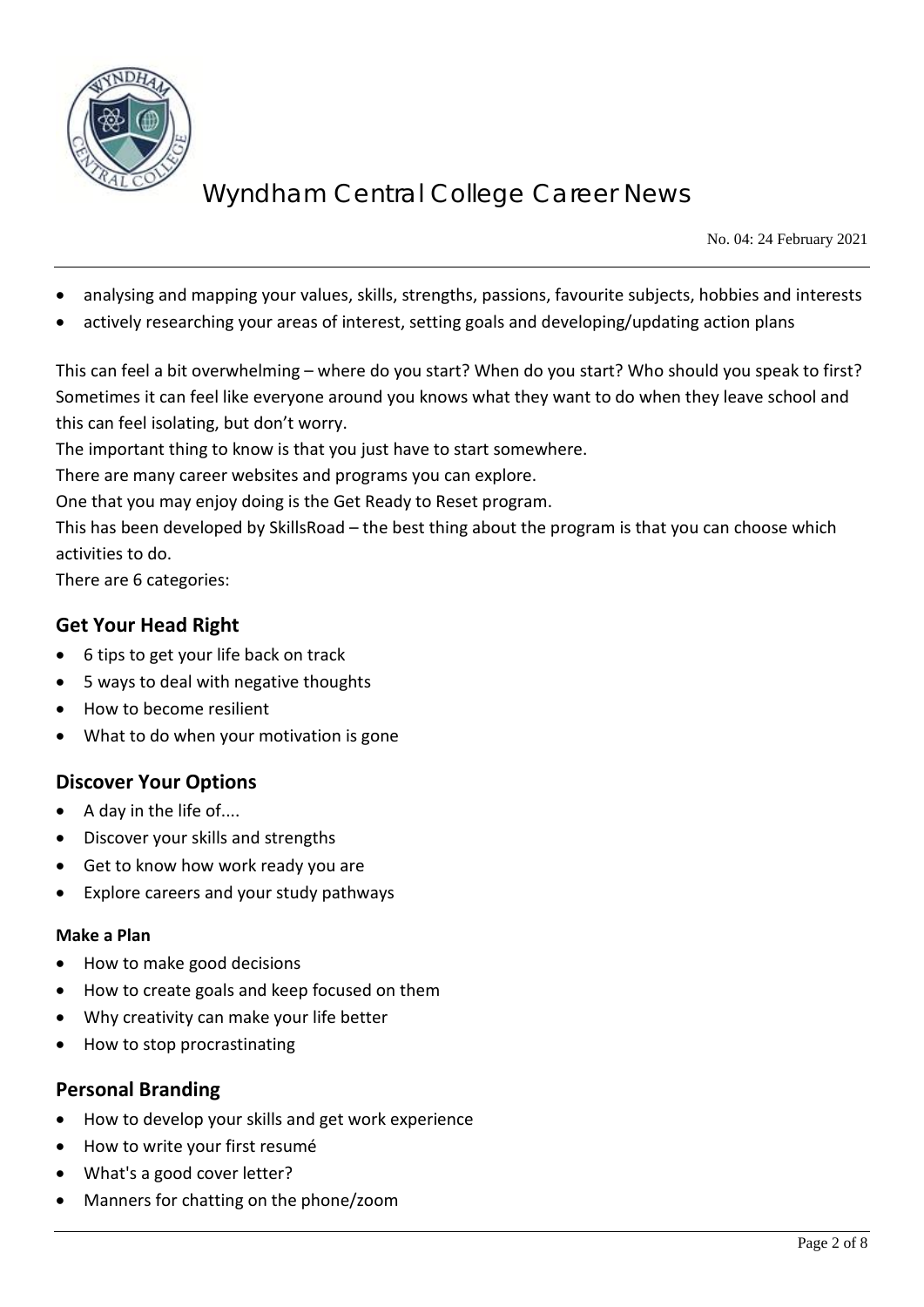- analysing and mapping your values, skills, strengths, passions, favourite subjects, hobbies and interests
- actively researching your areas of interest, setting goals and developing/updating action plans

This can feel a bit overwhelming – where do you start? When do you start? Who should you speak to first? Sometimes it can feel like everyone around you knows what they want to do when they leave school and this can feel isolating, but don't worry.

The important thing to know is that you just have to start somewhere.

There are many career websites and programs you can explore.

One that you may enjoy doing is the Get Ready to Reset program.

This has been developed by SkillsRoad – the best thing about the program is that you can choose which activities to do.

There are 6 categories:

## Get Your Head Right

- 6 tips to get your life back on track
- 5 ways to deal with negative thoughts
- How to become resilient
- What to do when your motivation is gone

## Discover Your Options

- A day in the life of....
- Discover your skills and strengths
- Get to know how work ready you are
- Explore careers and your study pathways

#### Make a Plan

- How to make good decisions
- How to create goals and keep focused on them
- Why creativity can make your life better
- How to stop procrastinating

## Personal Branding

- How to develop your skills and get work experience
- How to write your first resumé
- What's a good cover letter?
- Manners for chatting on the phone/zoom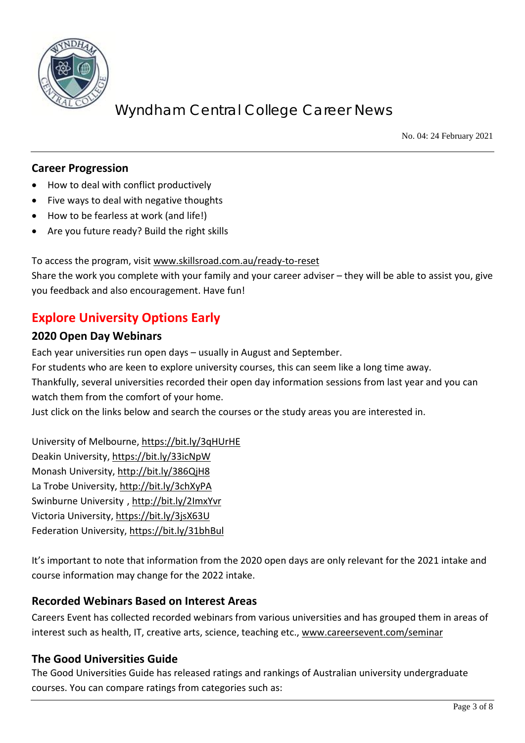### Career Progression

- How to deal with conflict productively
- Five ways to deal with negative thoughts
- How to be fearless at work (and life!)
- Are you future ready? Build the right skills

To access the program, visit www.skillsroad.com.au/ready-to-reset
Share the work you complete with your family and your career adviser – they will be able to assist you, give you feedback and also encouragement. Have fun!

## Explore University Options Early

### 2020 Open Day Webinars

Each year universities run open days – usually in August and September.
For students who are keen to explore university courses, this can seem like a long time away.
Thankfully, several universities recorded their open day information sessions from last year and you can watch them from the comfort of your home.
Just click on the links below and search the courses or the study areas you are interested in.

University of Melbourne, https://bit.ly/3qHUrHE
Deakin University, https://bit.ly/33icNpW
Monash University, http://bit.ly/386QjH8
La Trobe University, http://bit.ly/3chXyPA
Swinburne University , http://bit.ly/2ImxYvr
Victoria University, https://bit.ly/3jsX63U
Federation University, https://bit.ly/31bhBul

It's important to note that information from the 2020 open days are only relevant for the 2021 intake and course information may change for the 2022 intake.

### Recorded Webinars Based on Interest Areas

Careers Event has collected recorded webinars from various universities and has grouped them in areas of interest such as health, IT, creative arts, science, teaching etc., www.careersevent.com/seminar

### The Good Universities Guide

The Good Universities Guide has released ratings and rankings of Australian university undergraduate courses. You can compare ratings from categories such as: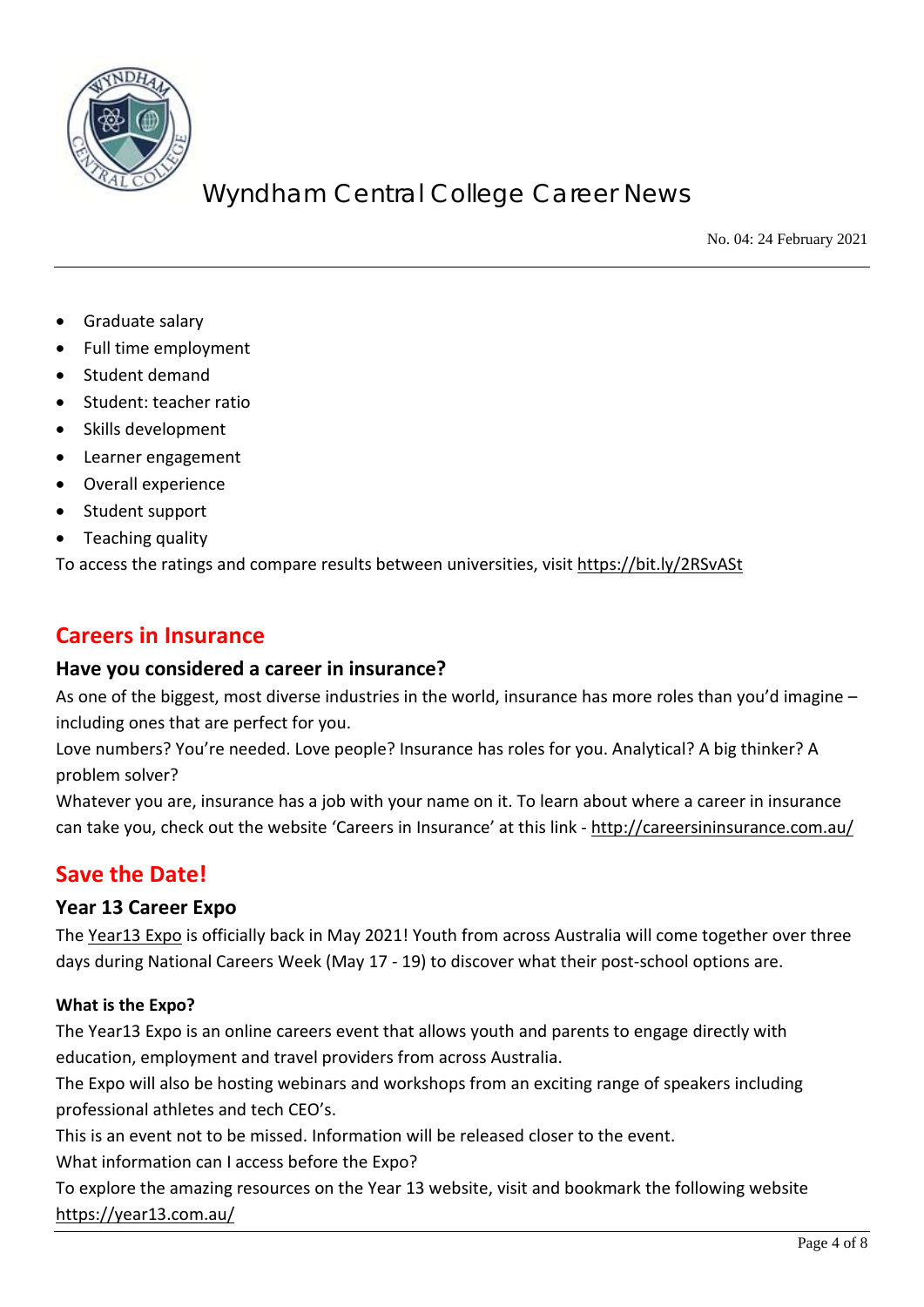- Graduate salary
- Full time employment
- Student demand
- Student: teacher ratio
- Skills development
- Learner engagement
- Overall experience
- Student support
- Teaching quality

To access the ratings and compare results between universities, visit https://bit.ly/2RSvASt

## Careers in Insurance

### Have you considered a career in insurance?

As one of the biggest, most diverse industries in the world, insurance has more roles than you'd imagine – including ones that are perfect for you.

Love numbers? You're needed. Love people? Insurance has roles for you. Analytical? A big thinker? A problem solver?

Whatever you are, insurance has a job with your name on it. To learn about where a career in insurance can take you, check out the website 'Careers in Insurance' at this link - http://careersininsurance.com.au/

## Save the Date!

### Year 13 Career Expo

The Year13 Expo is officially back in May 2021! Youth from across Australia will come together over three days during National Careers Week (May 17 - 19) to discover what their post-school options are.

#### What is the Expo?

The Year13 Expo is an online careers event that allows youth and parents to engage directly with education, employment and travel providers from across Australia.

The Expo will also be hosting webinars and workshops from an exciting range of speakers including professional athletes and tech CEO's.

This is an event not to be missed. Information will be released closer to the event.

What information can I access before the Expo?

To explore the amazing resources on the Year 13 website, visit and bookmark the following website https://year13.com.au/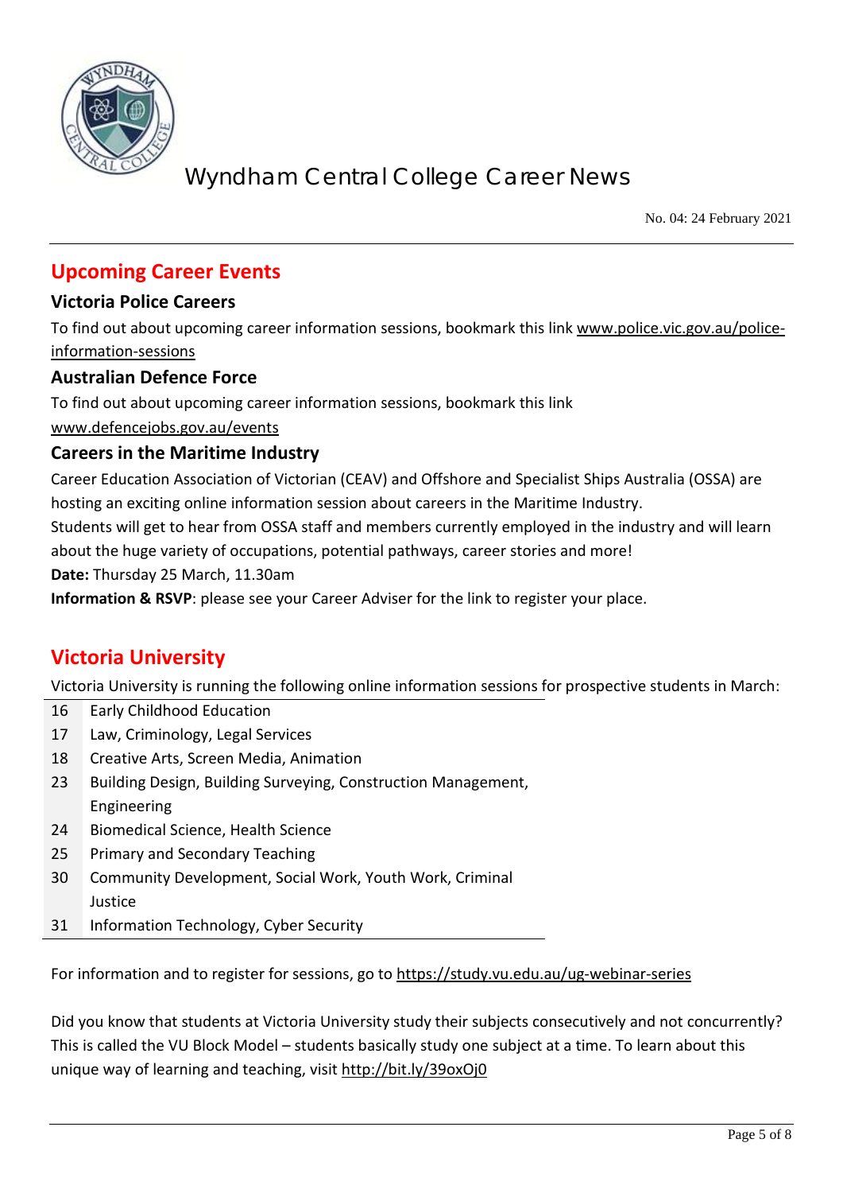# Upcoming Career Events

### Victoria Police Careers

To find out about upcoming career information sessions, bookmark this link www.police.vic.gov.au/police-information-sessions

### Australian Defence Force

To find out about upcoming career information sessions, bookmark this link www.defencejobs.gov.au/events

### Careers in the Maritime Industry

Career Education Association of Victorian (CEAV) and Offshore and Specialist Ships Australia (OSSA) are hosting an exciting online information session about careers in the Maritime Industry.

Students will get to hear from OSSA staff and members currently employed in the industry and will learn about the huge variety of occupations, potential pathways, career stories and more!

**Date:** Thursday 25 March, 11.30am

**Information & RSVP**: please see your Career Adviser for the link to register your place.

# Victoria University

Victoria University is running the following online information sessions for prospective students in March:

| | |
|---|---|
| 16 | Early Childhood Education |
| 17 | Law, Criminology, Legal Services |
| 18 | Creative Arts, Screen Media, Animation |
| 23 | Building Design, Building Surveying, Construction Management, Engineering |
| 24 | Biomedical Science, Health Science |
| 25 | Primary and Secondary Teaching |
| 30 | Community Development, Social Work, Youth Work, Criminal Justice |
| 31 | Information Technology, Cyber Security |

For information and to register for sessions, go to https://study.vu.edu.au/ug-webinar-series

Did you know that students at Victoria University study their subjects consecutively and not concurrently? This is called the VU Block Model – students basically study one subject at a time. To learn about this unique way of learning and teaching, visit http://bit.ly/39oxOj0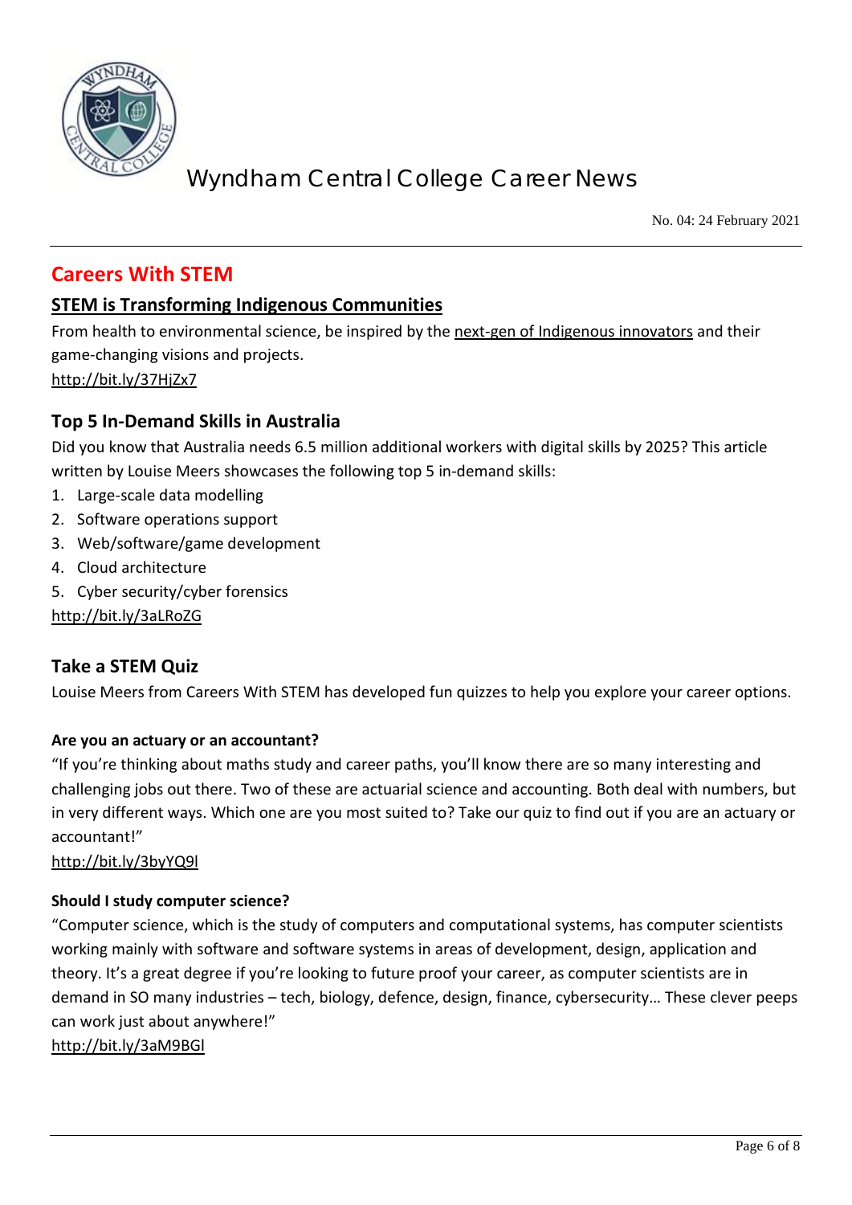## Careers With STEM

### STEM is Transforming Indigenous Communities

From health to environmental science, be inspired by the next-gen of Indigenous innovators and their game-changing visions and projects.
http://bit.ly/37HjZx7

### Top 5 In-Demand Skills in Australia

Did you know that Australia needs 6.5 million additional workers with digital skills by 2025? This article written by Louise Meers showcases the following top 5 in-demand skills:

1. Large-scale data modelling
2. Software operations support
3. Web/software/game development
4. Cloud architecture
5. Cyber security/cyber forensics

http://bit.ly/3aLRoZG

### Take a STEM Quiz

Louise Meers from Careers With STEM has developed fun quizzes to help you explore your career options.

**Are you an actuary or an accountant?**

"If you're thinking about maths study and career paths, you'll know there are so many interesting and challenging jobs out there. Two of these are actuarial science and accounting. Both deal with numbers, but in very different ways. Which one are you most suited to? Take our quiz to find out if you are an actuary or accountant!"
http://bit.ly/3byYQ9l

**Should I study computer science?**

"Computer science, which is the study of computers and computational systems, has computer scientists working mainly with software and software systems in areas of development, design, application and theory. It's a great degree if you're looking to future proof your career, as computer scientists are in demand in SO many industries – tech, biology, defence, design, finance, cybersecurity… These clever peeps can work just about anywhere!"
http://bit.ly/3aM9BGl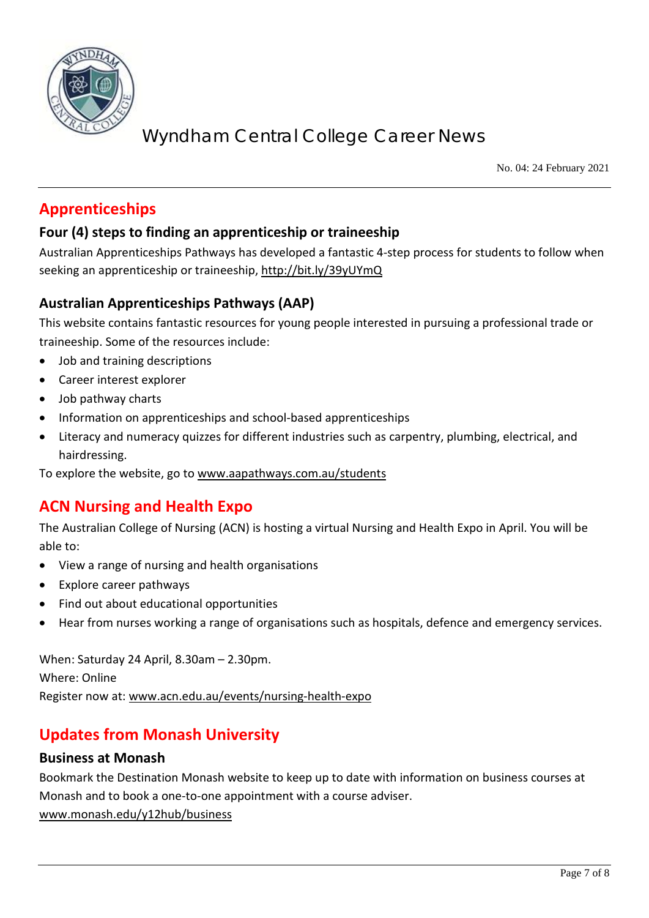## Apprenticeships

### Four (4) steps to finding an apprenticeship or traineeship

Australian Apprenticeships Pathways has developed a fantastic 4-step process for students to follow when seeking an apprenticeship or traineeship, http://bit.ly/39yUYmQ

### Australian Apprenticeships Pathways (AAP)

This website contains fantastic resources for young people interested in pursuing a professional trade or traineeship. Some of the resources include:

- Job and training descriptions
- Career interest explorer
- Job pathway charts
- Information on apprenticeships and school-based apprenticeships
- Literacy and numeracy quizzes for different industries such as carpentry, plumbing, electrical, and hairdressing.

To explore the website, go to www.aapathways.com.au/students

## ACN Nursing and Health Expo

The Australian College of Nursing (ACN) is hosting a virtual Nursing and Health Expo in April. You will be able to:

- View a range of nursing and health organisations
- Explore career pathways
- Find out about educational opportunities
- Hear from nurses working a range of organisations such as hospitals, defence and emergency services.

When: Saturday 24 April, 8.30am – 2.30pm.
Where: Online
Register now at: www.acn.edu.au/events/nursing-health-expo

## Updates from Monash University

### Business at Monash

Bookmark the Destination Monash website to keep up to date with information on business courses at Monash and to book a one-to-one appointment with a course adviser.
www.monash.edu/y12hub/business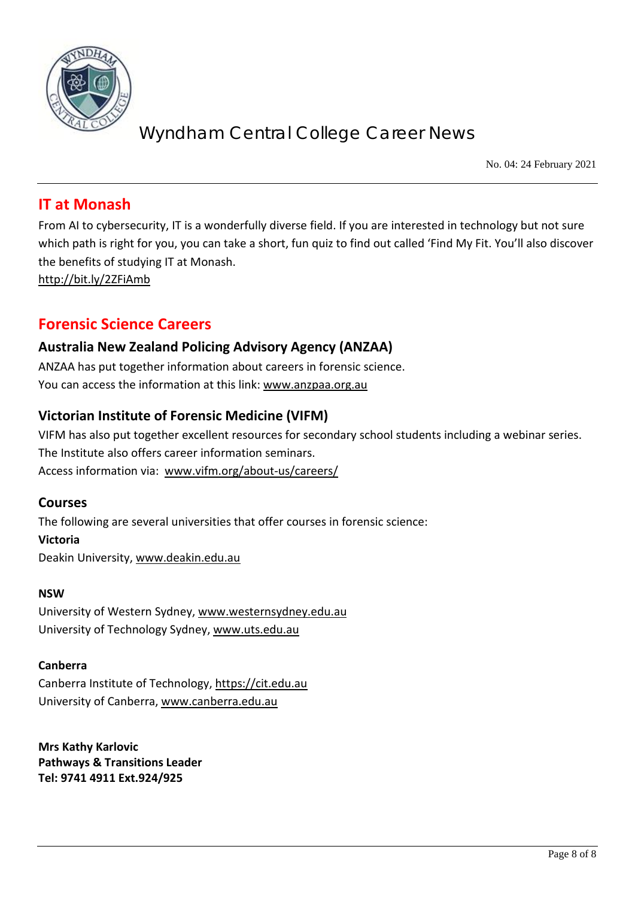## IT at Monash

From AI to cybersecurity, IT is a wonderfully diverse field. If you are interested in technology but not sure which path is right for you, you can take a short, fun quiz to find out called 'Find My Fit. You'll also discover the benefits of studying IT at Monash.
http://bit.ly/2ZFiAmb

## Forensic Science Careers

### Australia New Zealand Policing Advisory Agency (ANZAA)

ANZAA has put together information about careers in forensic science.
You can access the information at this link: www.anzpaa.org.au

### Victorian Institute of Forensic Medicine (VIFM)

VIFM has also put together excellent resources for secondary school students including a webinar series.
The Institute also offers career information seminars.
Access information via: www.vifm.org/about-us/careers/

### Courses

The following are several universities that offer courses in forensic science:

**Victoria**
Deakin University, www.deakin.edu.au

**NSW**
University of Western Sydney, www.westernsydney.edu.au
University of Technology Sydney, www.uts.edu.au

**Canberra**
Canberra Institute of Technology, https://cit.edu.au
University of Canberra, www.canberra.edu.au

**Mrs Kathy Karlovic**
**Pathways & Transitions Leader**
**Tel: 9741 4911 Ext.924/925**